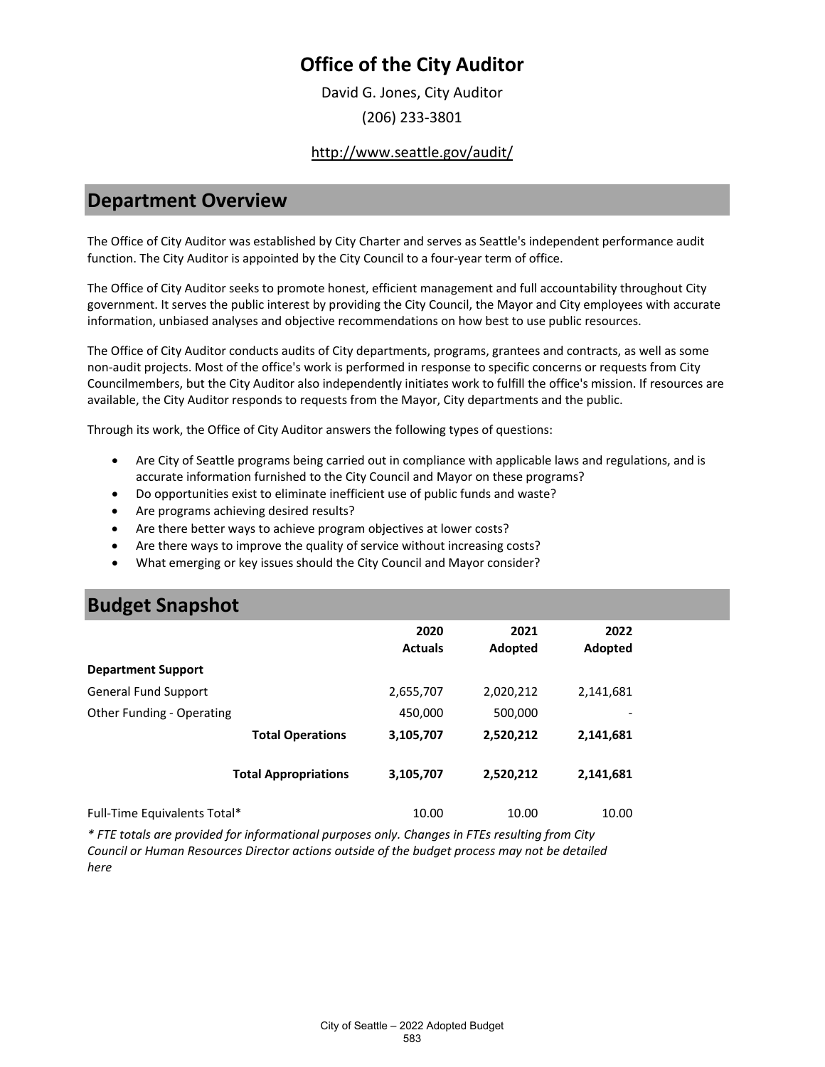# Office of the City Auditor

David G. Jones, City Auditor

(206) 233-3801

http://www.seattle.gov/audit/

## Department Overview

The Office of City Auditor was established by City Charter and serves as Seattle's independent performance audit function. The City Auditor is appointed by the City Council to a four-year term of office.

The Office of City Auditor seeks to promote honest, efficient management and full accountability throughout City government. It serves the public interest by providing the City Council, the Mayor and City employees with accurate information, unbiased analyses and objective recommendations on how best to use public resources.

The Office of City Auditor conducts audits of City departments, programs, grantees and contracts, as well as some non-audit projects. Most of the office's work is performed in response to specific concerns or requests from City Councilmembers, but the City Auditor also independently initiates work to fulfill the office's mission. If resources are available, the City Auditor responds to requests from the Mayor, City departments and the public.

Through its work, the Office of City Auditor answers the following types of questions:

- Are City of Seattle programs being carried out in compliance with applicable laws and regulations, and is accurate information furnished to the City Council and Mayor on these programs?
- Do opportunities exist to eliminate inefficient use of public funds and waste?
- Are programs achieving desired results?
- Are there better ways to achieve program objectives at lower costs?
- Are there ways to improve the quality of service without increasing costs?
- What emerging or key issues should the City Council and Mayor consider?

## Budget Snapshot

| | 2020 Actuals | 2021 Adopted | 2022 Adopted |
|---|---|---|---|
| **Department Support** | | | |
| General Fund Support | 2,655,707 | 2,020,212 | 2,141,681 |
| Other Funding - Operating | 450,000 | 500,000 | - |
| **Total Operations** | **3,105,707** | **2,520,212** | **2,141,681** |
| **Total Appropriations** | **3,105,707** | **2,520,212** | **2,141,681** |
| Full-Time Equivalents Total* | 10.00 | 10.00 | 10.00 |

*\* FTE totals are provided for informational purposes only. Changes in FTEs resulting from City Council or Human Resources Director actions outside of the budget process may not be detailed here*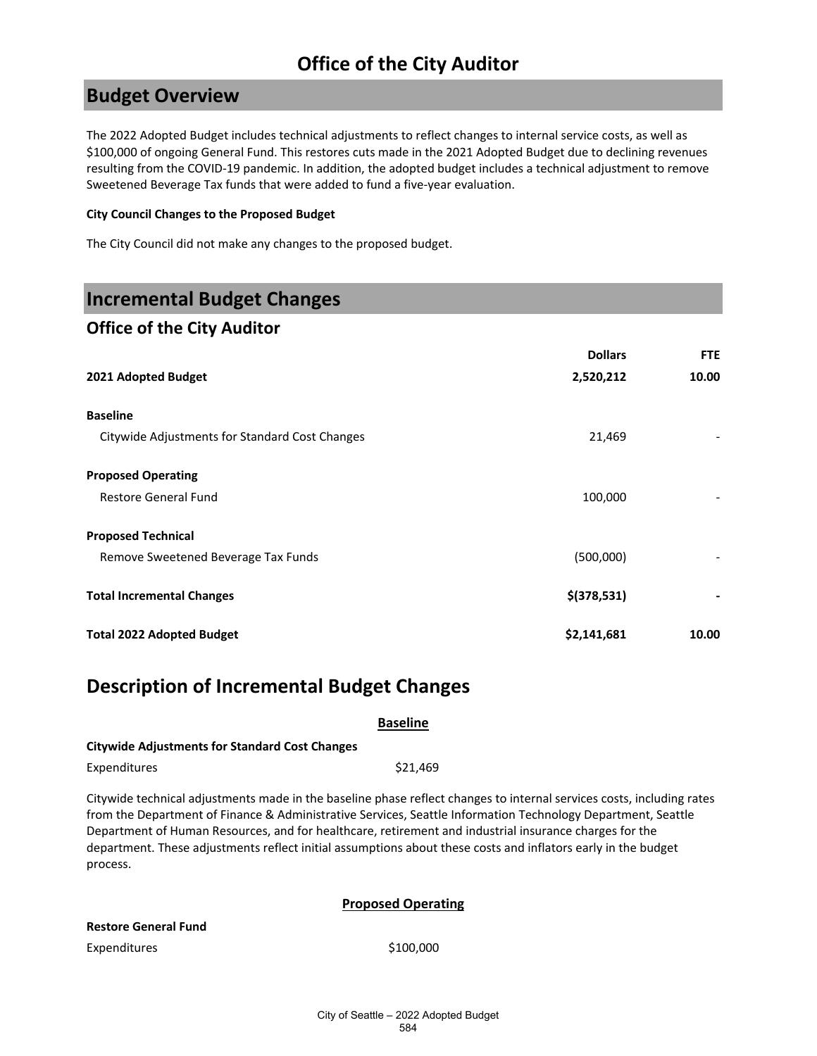# Office of the City Auditor

## Budget Overview

The 2022 Adopted Budget includes technical adjustments to reflect changes to internal service costs, as well as $100,000 of ongoing General Fund. This restores cuts made in the 2021 Adopted Budget due to declining revenues resulting from the COVID-19 pandemic. In addition, the adopted budget includes a technical adjustment to remove Sweetened Beverage Tax funds that were added to fund a five-year evaluation.

**City Council Changes to the Proposed Budget**

The City Council did not make any changes to the proposed budget.

## Incremental Budget Changes

### Office of the City Auditor

| | Dollars | FTE |
|---|---|---|
| **2021 Adopted Budget** | **2,520,212** | **10.00** |
| **Baseline** | | |
| Citywide Adjustments for Standard Cost Changes | 21,469 | - |
| **Proposed Operating** | | |
| Restore General Fund | 100,000 | - |
| **Proposed Technical** | | |
| Remove Sweetened Beverage Tax Funds | (500,000) | - |
| **Total Incremental Changes** | **$(378,531)** | **-** |
| **Total 2022 Adopted Budget** | **$2,141,681** | **10.00** |

## Description of Incremental Budget Changes

**Baseline**

**Citywide Adjustments for Standard Cost Changes**

Expenditures $21,469

Citywide technical adjustments made in the baseline phase reflect changes to internal services costs, including rates from the Department of Finance & Administrative Services, Seattle Information Technology Department, Seattle Department of Human Resources, and for healthcare, retirement and industrial insurance charges for the department. These adjustments reflect initial assumptions about these costs and inflators early in the budget process.

**Proposed Operating**

**Restore General Fund**

Expenditures $100,000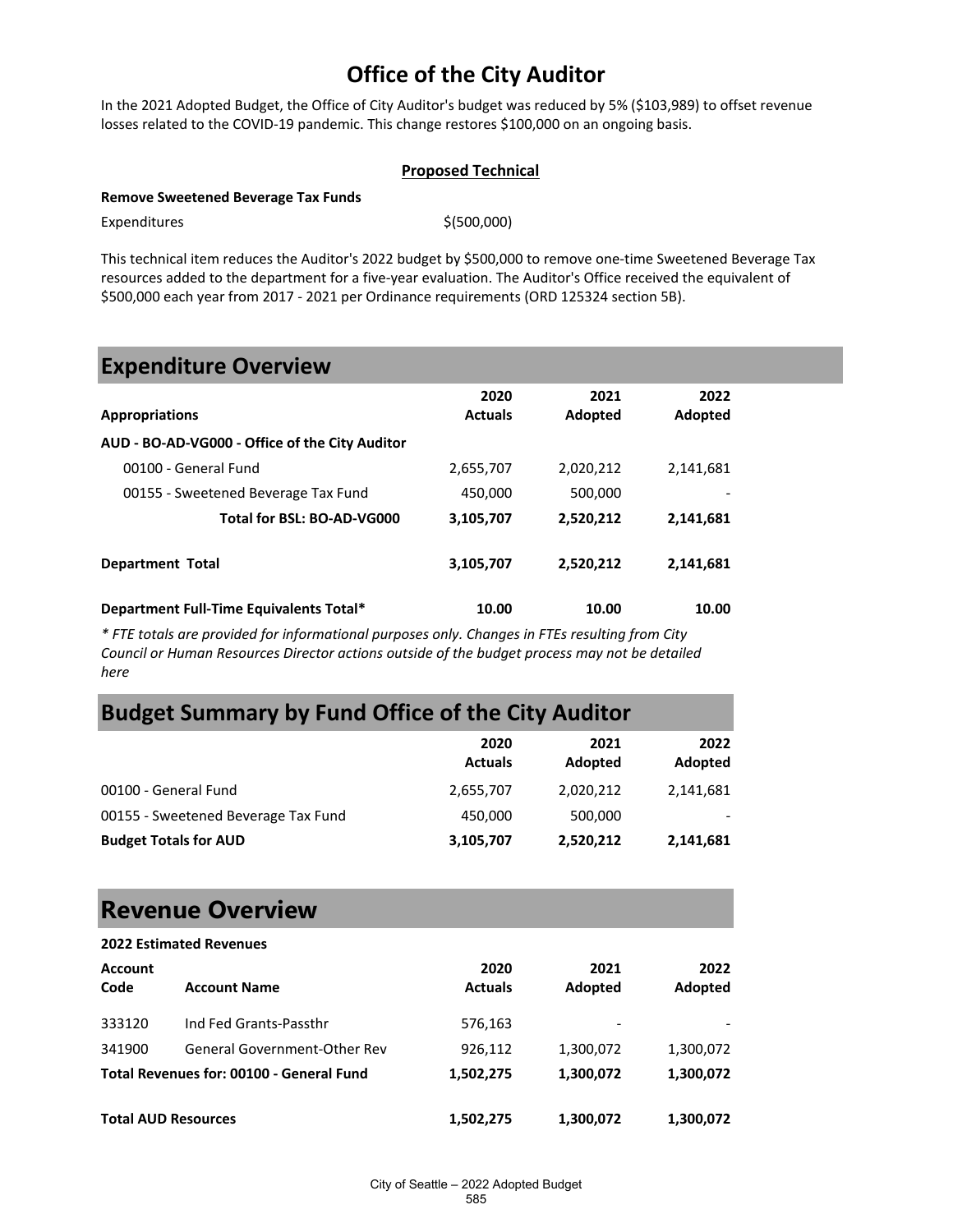# Office of the City Auditor

In the 2021 Adopted Budget, the Office of City Auditor's budget was reduced by 5% ($103,989) to offset revenue losses related to the COVID-19 pandemic. This change restores $100,000 on an ongoing basis.

**Proposed Technical**

**Remove Sweetened Beverage Tax Funds**

| | |
|---|---|
| Expenditures | $(500,000) |

This technical item reduces the Auditor's 2022 budget by $500,000 to remove one-time Sweetened Beverage Tax resources added to the department for a five-year evaluation. The Auditor's Office received the equivalent of $500,000 each year from 2017 - 2021 per Ordinance requirements (ORD 125324 section 5B).

## Expenditure Overview

| Appropriations | 2020 Actuals | 2021 Adopted | 2022 Adopted |
|---|---|---|---|
| **AUD - BO-AD-VG000 - Office of the City Auditor** | | | |
| 00100 - General Fund | 2,655,707 | 2,020,212 | 2,141,681 |
| 00155 - Sweetened Beverage Tax Fund | 450,000 | 500,000 | - |
| **Total for BSL: BO-AD-VG000** | **3,105,707** | **2,520,212** | **2,141,681** |
| **Department Total** | **3,105,707** | **2,520,212** | **2,141,681** |
| **Department Full-Time Equivalents Total*** | **10.00** | **10.00** | **10.00** |

*\* FTE totals are provided for informational purposes only. Changes in FTEs resulting from City Council or Human Resources Director actions outside of the budget process may not be detailed here*

## Budget Summary by Fund Office of the City Auditor

| | 2020 Actuals | 2021 Adopted | 2022 Adopted |
|---|---|---|---|
| 00100 - General Fund | 2,655,707 | 2,020,212 | 2,141,681 |
| 00155 - Sweetened Beverage Tax Fund | 450,000 | 500,000 | - |
| **Budget Totals for AUD** | **3,105,707** | **2,520,212** | **2,141,681** |

## Revenue Overview

**2022 Estimated Revenues**

| Account Code | Account Name | 2020 Actuals | 2021 Adopted | 2022 Adopted |
|---|---|---|---|---|
| 333120 | Ind Fed Grants-Passthr | 576,163 | - | - |
| 341900 | General Government-Other Rev | 926,112 | 1,300,072 | 1,300,072 |
| **Total Revenues for: 00100 - General Fund** | | **1,502,275** | **1,300,072** | **1,300,072** |
| **Total AUD Resources** | | **1,502,275** | **1,300,072** | **1,300,072** |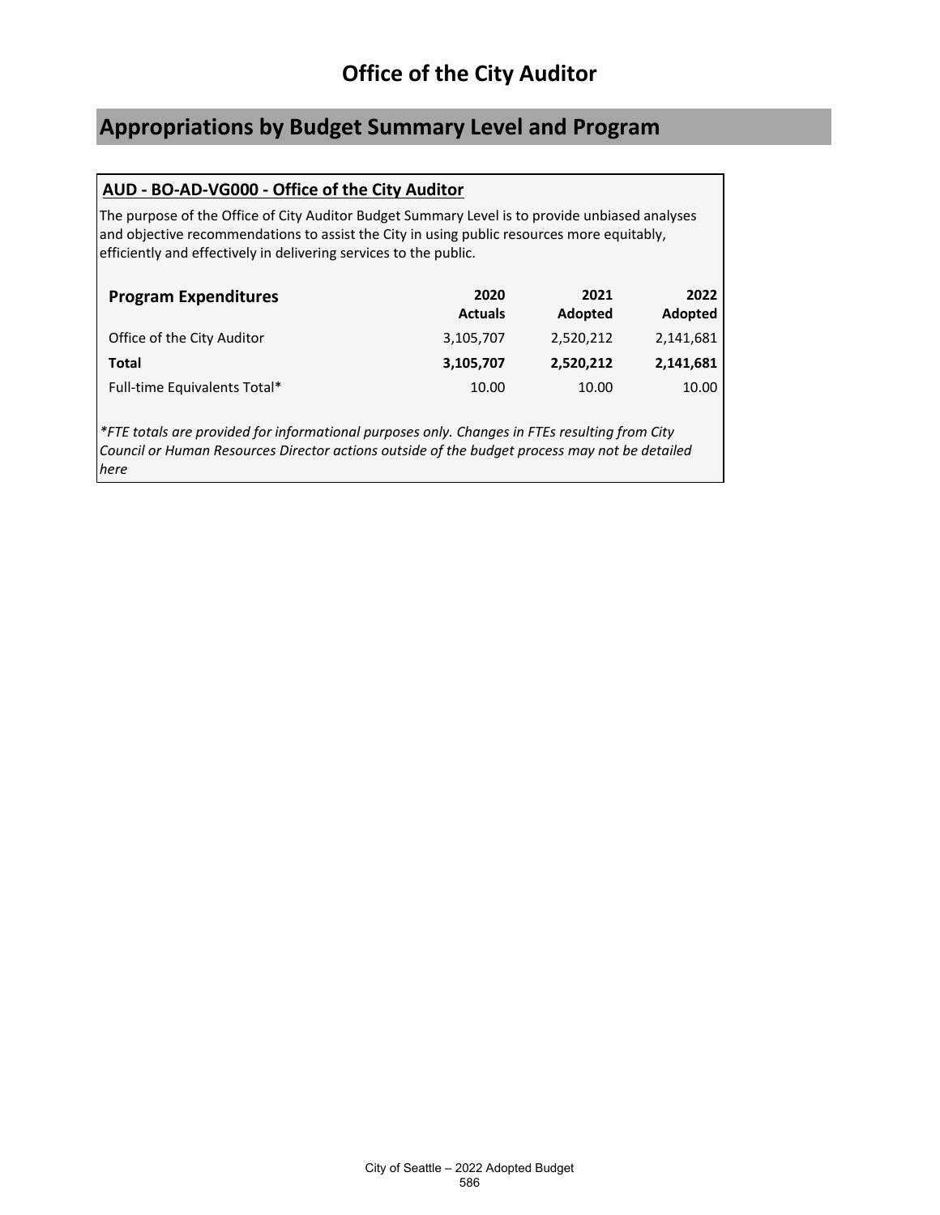# Office of the City Auditor

## Appropriations by Budget Summary Level and Program

### AUD - BO-AD-VG000 - Office of the City Auditor

The purpose of the Office of City Auditor Budget Summary Level is to provide unbiased analyses and objective recommendations to assist the City in using public resources more equitably, efficiently and effectively in delivering services to the public.

| Program Expenditures | 2020 Actuals | 2021 Adopted | 2022 Adopted |
|---|---|---|---|
| Office of the City Auditor | 3,105,707 | 2,520,212 | 2,141,681 |
| **Total** | **3,105,707** | **2,520,212** | **2,141,681** |
| Full-time Equivalents Total* | 10.00 | 10.00 | 10.00 |

*\*FTE totals are provided for informational purposes only. Changes in FTEs resulting from City Council or Human Resources Director actions outside of the budget process may not be detailed here*